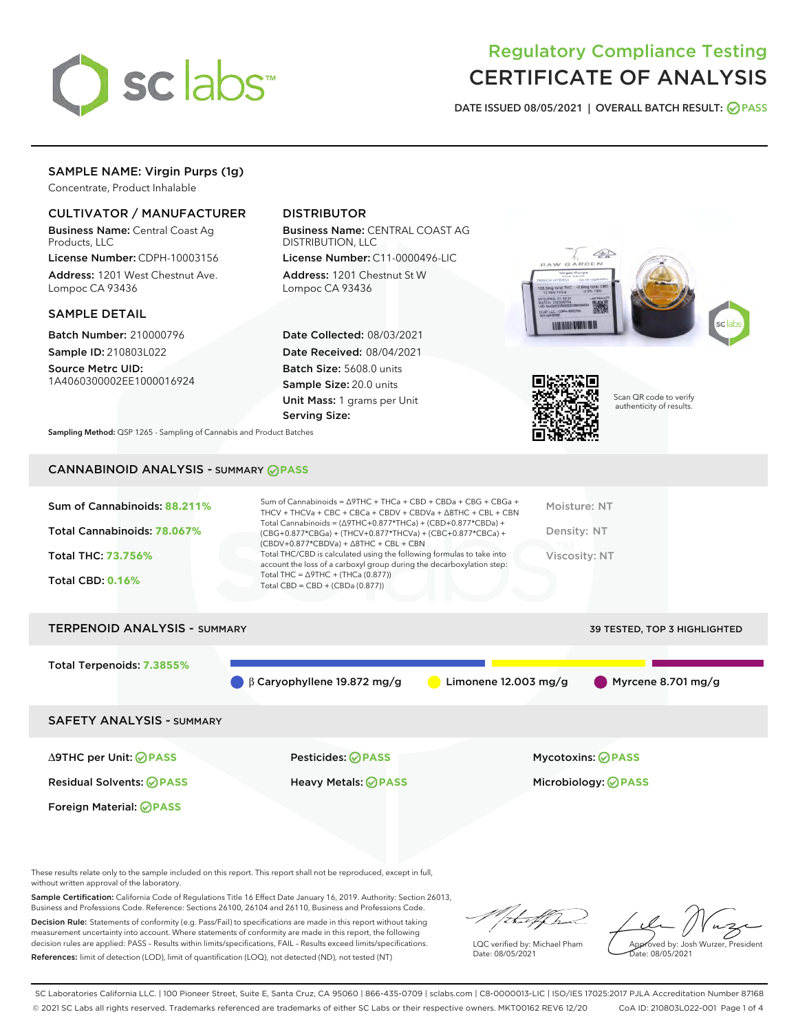# Regulatory Compliance Testing
# CERTIFICATE OF ANALYSIS

DATE ISSUED 08/05/2021 | OVERALL BATCH RESULT: PASS

## SAMPLE NAME: Virgin Purps (1g)

Concentrate, Product Inhalable

### CULTIVATOR / MANUFACTURER

**Business Name:** Central Coast Ag Products, LLC

**License Number:** CDPH-10003156

**Address:** 1201 West Chestnut Ave. Lompoc CA 93436

### DISTRIBUTOR

**Business Name:** CENTRAL COAST AG DISTRIBUTION, LLC

**License Number:** C11-0000496-LIC

**Address:** 1201 Chestnut St W Lompoc CA 93436

### SAMPLE DETAIL

**Batch Number:** 210000796

**Sample ID:** 210803L022

**Source Metrc UID:** 1A4060300002EE1000016924

**Date Collected:** 08/03/2021

**Date Received:** 08/04/2021

**Batch Size:** 5608.0 units

**Sample Size:** 20.0 units

**Unit Mass:** 1 grams per Unit

**Serving Size:**

Scan QR code to verify authenticity of results.

**Sampling Method:** QSP 1265 - Sampling of Cannabis and Product Batches

## CANNABINOID ANALYSIS - SUMMARY PASS

Sum of Cannabinoids: **88.211%**

Total Cannabinoids: **78.067%**

Total THC: **73.756%**

Total CBD: **0.16%**

Sum of Cannabinoids = Δ9THC + THCa + CBD + CBDa + CBG + CBGa + THCV + THCVa + CBC + CBCa + CBDV + CBDVa + Δ8THC + CBL + CBN
Total Cannabinoids = (Δ9THC+0.877*THCa) + (CBD+0.877*CBDa) + (CBG+0.877*CBGa) + (THCV+0.877*THCVa) + (CBC+0.877*CBCa) + (CBDV+0.877*CBDVa) + Δ8THC + CBL + CBN
Total THC/CBD is calculated using the following formulas to take into account the loss of a carboxyl group during the decarboxylation step:
Total THC = Δ9THC + (THCa (0.877))
Total CBD = CBD + (CBDa (0.877))

Moisture: NT

Density: NT

Viscosity: NT

## TERPENOID ANALYSIS - SUMMARY

39 TESTED, TOP 3 HIGHLIGHTED

Total Terpenoids: **7.3855%**

β Caryophyllene 19.872 mg/g | Limonene 12.003 mg/g | Myrcene 8.701 mg/g

## SAFETY ANALYSIS - SUMMARY

| | | |
|---|---|---|
| Δ9THC per Unit: PASS | Pesticides: PASS | Mycotoxins: PASS |
| Residual Solvents: PASS | Heavy Metals: PASS | Microbiology: PASS |
| Foreign Material: PASS | | |

These results relate only to the sample included on this report. This report shall not be reproduced, except in full, without written approval of the laboratory.

**Sample Certification:** California Code of Regulations Title 16 Effect Date January 16, 2019. Authority: Section 26013, Business and Professions Code. Reference: Sections 26100, 26104 and 26110, Business and Professions Code.

**Decision Rule:** Statements of conformity (e.g. Pass/Fail) to specifications are made in this report without taking measurement uncertainty into account. Where statements of conformity are made in this report, the following decision rules are applied: PASS – Results within limits/specifications, FAIL – Results exceed limits/specifications.

**References:** limit of detection (LOD), limit of quantification (LOQ), not detected (ND), not tested (NT)

LQC verified by: Michael Pham
Date: 08/05/2021

Approved by: Josh Wurzer, President
Date: 08/05/2021

SC Laboratories California LLC. | 100 Pioneer Street, Suite E, Santa Cruz, CA 95060 | 866-435-0709 | sclabs.com | C8-0000013-LIC | ISO/IES 17025:2017 PJLA Accreditation Number 87168
© 2021 SC Labs all rights reserved. Trademarks referenced are trademarks of either SC Labs or their respective owners. MKT00162 REV6 12/20 CoA ID: 210803L022-001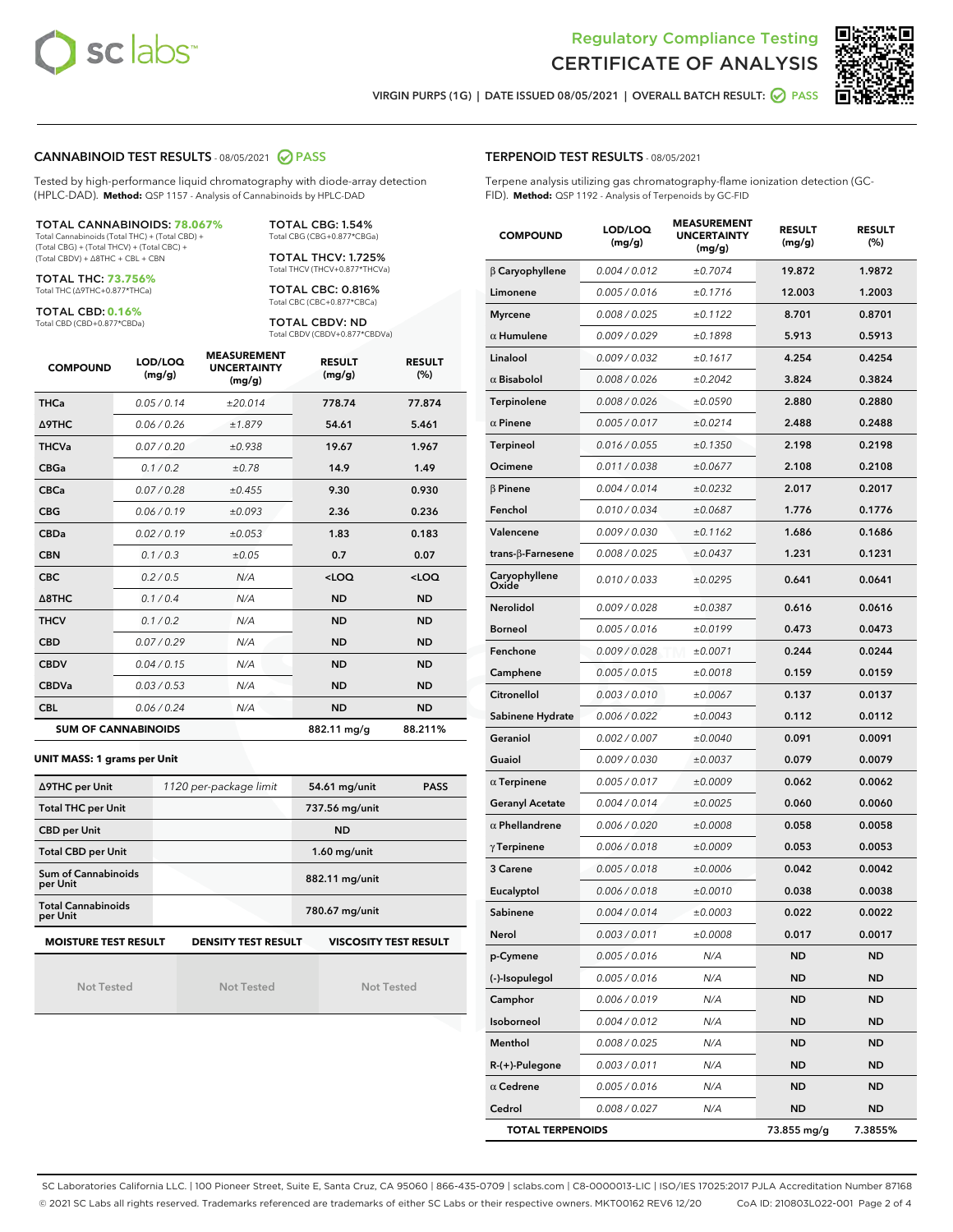# Regulatory Compliance Testing
## CERTIFICATE OF ANALYSIS

VIRGIN PURPS (1G) | DATE ISSUED 08/05/2021 | OVERALL BATCH RESULT: PASS

### CANNABINOID TEST RESULTS - 08/05/2021 PASS

Tested by high-performance liquid chromatography with diode-array detection (HPLC-DAD). **Method:** QSP 1157 - Analysis of Cannabinoids by HPLC-DAD

**TOTAL CANNABINOIDS: 78.067%**
Total Cannabinoids (Total THC) + (Total CBD) + (Total CBG) + (Total THCV) + (Total CBC) + (Total CBDV) + Δ8THC + CBL + CBN

**TOTAL THC: 73.756%**
Total THC (Δ9THC+0.877*THCa)

**TOTAL CBD: 0.16%**
Total CBD (CBD+0.877*CBDa)

**TOTAL CBG: 1.54%**
Total CBG (CBG+0.877*CBGa)

**TOTAL THCV: 1.725%**
Total THCV (THCV+0.877*THCVa)

**TOTAL CBC: 0.816%**
Total CBC (CBC+0.877*CBCa)

**TOTAL CBDV: ND**
Total CBDV (CBDV+0.877*CBDVa)

| COMPOUND | LOD/LOQ (mg/g) | MEASUREMENT UNCERTAINTY (mg/g) | RESULT (mg/g) | RESULT (%) |
|---|---|---|---|---|
| THCa | 0.05 / 0.14 | ±20.014 | 778.74 | 77.874 |
| Δ9THC | 0.06 / 0.26 | ±1.879 | 54.61 | 5.461 |
| THCVa | 0.07 / 0.20 | ±0.938 | 19.67 | 1.967 |
| CBGa | 0.1 / 0.2 | ±0.78 | 14.9 | 1.49 |
| CBCa | 0.07 / 0.28 | ±0.455 | 9.30 | 0.930 |
| CBG | 0.06 / 0.19 | ±0.093 | 2.36 | 0.236 |
| CBDa | 0.02 / 0.19 | ±0.053 | 1.83 | 0.183 |
| CBN | 0.1 / 0.3 | ±0.05 | 0.7 | 0.07 |
| CBC | 0.2 / 0.5 | N/A | <LOQ | <LOQ |
| Δ8THC | 0.1 / 0.4 | N/A | ND | ND |
| THCV | 0.1 / 0.2 | N/A | ND | ND |
| CBD | 0.07 / 0.29 | N/A | ND | ND |
| CBDV | 0.04 / 0.15 | N/A | ND | ND |
| CBDVa | 0.03 / 0.53 | N/A | ND | ND |
| CBL | 0.06 / 0.24 | N/A | ND | ND |
| **SUM OF CANNABINOIDS** | | | 882.11 mg/g | 88.211% |

**UNIT MASS: 1 grams per Unit**

| | | | |
|---|---|---|---|
| Δ9THC per Unit | 1120 per-package limit | 54.61 mg/unit | PASS |
| Total THC per Unit | | 737.56 mg/unit | |
| CBD per Unit | | ND | |
| Total CBD per Unit | | 1.60 mg/unit | |
| Sum of Cannabinoids per Unit | | 882.11 mg/unit | |
| Total Cannabinoids per Unit | | 780.67 mg/unit | |

| MOISTURE TEST RESULT | DENSITY TEST RESULT | VISCOSITY TEST RESULT |
|---|---|---|
| Not Tested | Not Tested | Not Tested |

### TERPENOID TEST RESULTS - 08/05/2021

Terpene analysis utilizing gas chromatography-flame ionization detection (GC-FID). **Method:** QSP 1192 - Analysis of Terpenoids by GC-FID

| COMPOUND | LOD/LOQ (mg/g) | MEASUREMENT UNCERTAINTY (mg/g) | RESULT (mg/g) | RESULT (%) |
|---|---|---|---|---|
| β Caryophyllene | 0.004 / 0.012 | ±0.7074 | 19.872 | 1.9872 |
| Limonene | 0.005 / 0.016 | ±0.1716 | 12.003 | 1.2003 |
| Myrcene | 0.008 / 0.025 | ±0.1122 | 8.701 | 0.8701 |
| α Humulene | 0.009 / 0.029 | ±0.1898 | 5.913 | 0.5913 |
| Linalool | 0.009 / 0.032 | ±0.1617 | 4.254 | 0.4254 |
| α Bisabolol | 0.008 / 0.026 | ±0.2042 | 3.824 | 0.3824 |
| Terpinolene | 0.008 / 0.026 | ±0.0590 | 2.880 | 0.2880 |
| α Pinene | 0.005 / 0.017 | ±0.0214 | 2.488 | 0.2488 |
| Terpineol | 0.016 / 0.055 | ±0.1350 | 2.198 | 0.2198 |
| Ocimene | 0.011 / 0.038 | ±0.0677 | 2.108 | 0.2108 |
| β Pinene | 0.004 / 0.014 | ±0.0232 | 2.017 | 0.2017 |
| Fenchol | 0.010 / 0.034 | ±0.0687 | 1.776 | 0.1776 |
| Valencene | 0.009 / 0.030 | ±0.1162 | 1.686 | 0.1686 |
| trans-β-Farnesene | 0.008 / 0.025 | ±0.0437 | 1.231 | 0.1231 |
| Caryophyllene Oxide | 0.010 / 0.033 | ±0.0295 | 0.641 | 0.0641 |
| Nerolidol | 0.009 / 0.028 | ±0.0387 | 0.616 | 0.0616 |
| Borneol | 0.005 / 0.016 | ±0.0199 | 0.473 | 0.0473 |
| Fenchone | 0.009 / 0.028 | ±0.0071 | 0.244 | 0.0244 |
| Camphene | 0.005 / 0.015 | ±0.0018 | 0.159 | 0.0159 |
| Citronellol | 0.003 / 0.010 | ±0.0067 | 0.137 | 0.0137 |
| Sabinene Hydrate | 0.006 / 0.022 | ±0.0043 | 0.112 | 0.0112 |
| Geraniol | 0.002 / 0.007 | ±0.0040 | 0.091 | 0.0091 |
| Guaiol | 0.009 / 0.030 | ±0.0037 | 0.079 | 0.0079 |
| α Terpinene | 0.005 / 0.017 | ±0.0009 | 0.062 | 0.0062 |
| Geranyl Acetate | 0.004 / 0.014 | ±0.0025 | 0.060 | 0.0060 |
| α Phellandrene | 0.006 / 0.020 | ±0.0008 | 0.058 | 0.0058 |
| γ Terpinene | 0.006 / 0.018 | ±0.0009 | 0.053 | 0.0053 |
| 3 Carene | 0.005 / 0.018 | ±0.0006 | 0.042 | 0.0042 |
| Eucalyptol | 0.006 / 0.018 | ±0.0010 | 0.038 | 0.0038 |
| Sabinene | 0.004 / 0.014 | ±0.0003 | 0.022 | 0.0022 |
| Nerol | 0.003 / 0.011 | ±0.0008 | 0.017 | 0.0017 |
| p-Cymene | 0.005 / 0.016 | N/A | ND | ND |
| (-)-Isopulegol | 0.005 / 0.016 | N/A | ND | ND |
| Camphor | 0.006 / 0.019 | N/A | ND | ND |
| Isoborneol | 0.004 / 0.012 | N/A | ND | ND |
| Menthol | 0.008 / 0.025 | N/A | ND | ND |
| R-(+)-Pulegone | 0.003 / 0.011 | N/A | ND | ND |
| α Cedrene | 0.005 / 0.016 | N/A | ND | ND |
| Cedrol | 0.008 / 0.027 | N/A | ND | ND |
| **TOTAL TERPENOIDS** | | | 73.855 mg/g | 7.3855% |

SC Laboratories California LLC. | 100 Pioneer Street, Suite E, Santa Cruz, CA 95060 | 866-435-0709 | sclabs.com | C8-0000013-LIC | ISO/IES 17025:2017 PJLA Accreditation Number 87168
© 2021 SC Labs all rights reserved. Trademarks referenced are trademarks of either SC Labs or their respective owners. MKT00162 REV6 12/20 CoA ID: 210803L022-001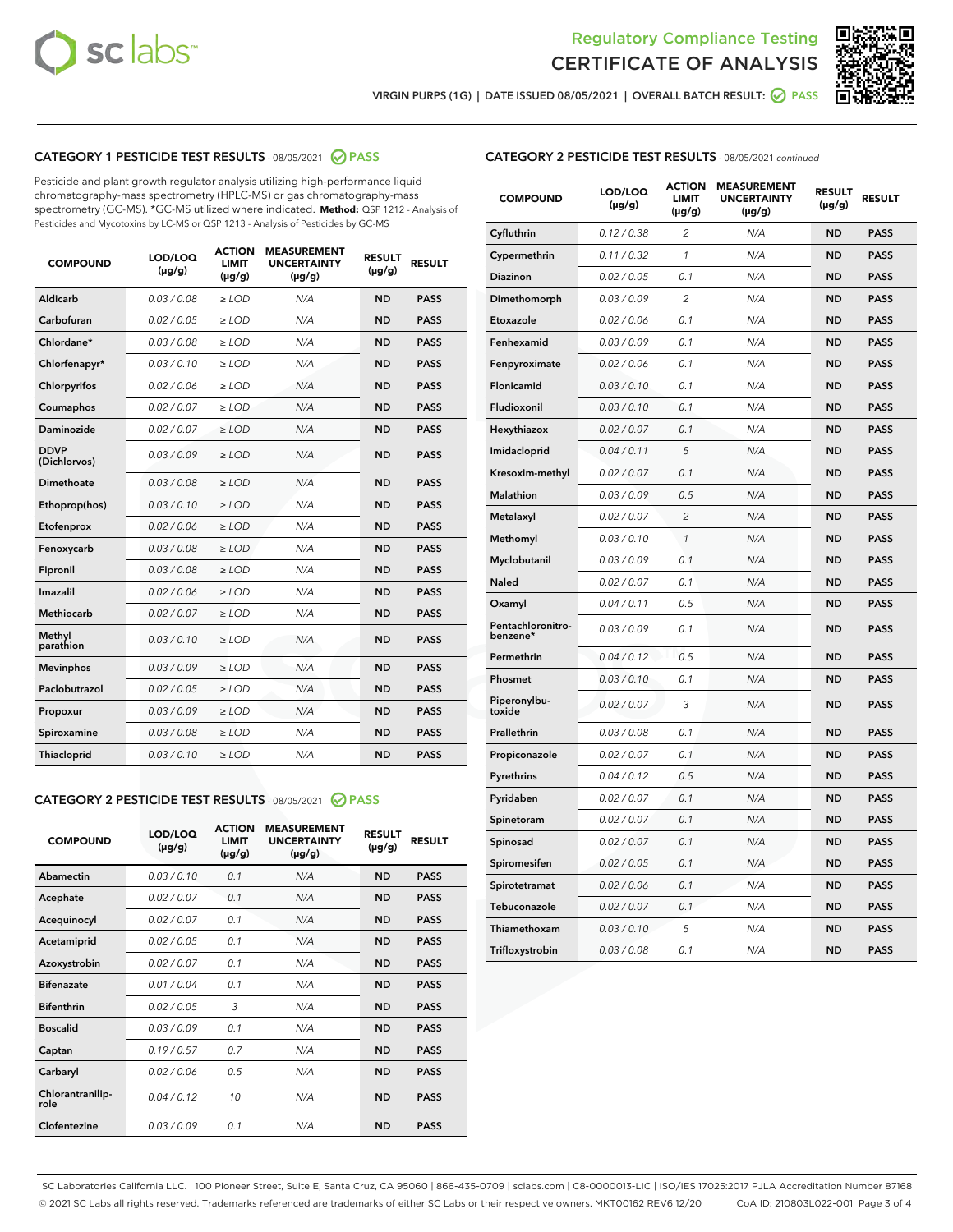Regulatory Compliance Testing

CERTIFICATE OF ANALYSIS

VIRGIN PURPS (1G) | DATE ISSUED 08/05/2021 | OVERALL BATCH RESULT: PASS

## CATEGORY 1 PESTICIDE TEST RESULTS - 08/05/2021 PASS

Pesticide and plant growth regulator analysis utilizing high-performance liquid chromatography-mass spectrometry (HPLC-MS) or gas chromatography-mass spectrometry (GC-MS). *GC-MS utilized where indicated. **Method:** QSP 1212 - Analysis of Pesticides and Mycotoxins by LC-MS or QSP 1213 - Analysis of Pesticides by GC-MS

| COMPOUND | LOD/LOQ (µg/g) | ACTION LIMIT (µg/g) | MEASUREMENT UNCERTAINTY (µg/g) | RESULT (µg/g) | RESULT |
|---|---|---|---|---|---|
| Aldicarb | 0.03 / 0.08 | ≥ LOD | N/A | ND | PASS |
| Carbofuran | 0.02 / 0.05 | ≥ LOD | N/A | ND | PASS |
| Chlordane* | 0.03 / 0.08 | ≥ LOD | N/A | ND | PASS |
| Chlorfenapyr* | 0.03 / 0.10 | ≥ LOD | N/A | ND | PASS |
| Chlorpyrifos | 0.02 / 0.06 | ≥ LOD | N/A | ND | PASS |
| Coumaphos | 0.02 / 0.07 | ≥ LOD | N/A | ND | PASS |
| Daminozide | 0.02 / 0.07 | ≥ LOD | N/A | ND | PASS |
| DDVP (Dichlorvos) | 0.03 / 0.09 | ≥ LOD | N/A | ND | PASS |
| Dimethoate | 0.03 / 0.08 | ≥ LOD | N/A | ND | PASS |
| Ethoprop(hos) | 0.03 / 0.10 | ≥ LOD | N/A | ND | PASS |
| Etofenprox | 0.02 / 0.06 | ≥ LOD | N/A | ND | PASS |
| Fenoxycarb | 0.03 / 0.08 | ≥ LOD | N/A | ND | PASS |
| Fipronil | 0.03 / 0.08 | ≥ LOD | N/A | ND | PASS |
| Imazalil | 0.02 / 0.06 | ≥ LOD | N/A | ND | PASS |
| Methiocarb | 0.02 / 0.07 | ≥ LOD | N/A | ND | PASS |
| Methyl parathion | 0.03 / 0.10 | ≥ LOD | N/A | ND | PASS |
| Mevinphos | 0.03 / 0.09 | ≥ LOD | N/A | ND | PASS |
| Paclobutrazol | 0.02 / 0.05 | ≥ LOD | N/A | ND | PASS |
| Propoxur | 0.03 / 0.09 | ≥ LOD | N/A | ND | PASS |
| Spiroxamine | 0.03 / 0.08 | ≥ LOD | N/A | ND | PASS |
| Thiacloprid | 0.03 / 0.10 | ≥ LOD | N/A | ND | PASS |

## CATEGORY 2 PESTICIDE TEST RESULTS - 08/05/2021 PASS

| COMPOUND | LOD/LOQ (µg/g) | ACTION LIMIT (µg/g) | MEASUREMENT UNCERTAINTY (µg/g) | RESULT (µg/g) | RESULT |
|---|---|---|---|---|---|
| Abamectin | 0.03 / 0.10 | 0.1 | N/A | ND | PASS |
| Acephate | 0.02 / 0.07 | 0.1 | N/A | ND | PASS |
| Acequinocyl | 0.02 / 0.07 | 0.1 | N/A | ND | PASS |
| Acetamiprid | 0.02 / 0.05 | 0.1 | N/A | ND | PASS |
| Azoxystrobin | 0.02 / 0.07 | 0.1 | N/A | ND | PASS |
| Bifenazate | 0.01 / 0.04 | 0.1 | N/A | ND | PASS |
| Bifenthrin | 0.02 / 0.05 | 3 | N/A | ND | PASS |
| Boscalid | 0.03 / 0.09 | 0.1 | N/A | ND | PASS |
| Captan | 0.19 / 0.57 | 0.7 | N/A | ND | PASS |
| Carbaryl | 0.02 / 0.06 | 0.5 | N/A | ND | PASS |
| Chlorantraniliprole | 0.04 / 0.12 | 10 | N/A | ND | PASS |
| Clofentezine | 0.03 / 0.09 | 0.1 | N/A | ND | PASS |
| Cyfluthrin | 0.12 / 0.38 | 2 | N/A | ND | PASS |
| Cypermethrin | 0.11 / 0.32 | 1 | N/A | ND | PASS |
| Diazinon | 0.02 / 0.05 | 0.1 | N/A | ND | PASS |
| Dimethomorph | 0.03 / 0.09 | 2 | N/A | ND | PASS |
| Etoxazole | 0.02 / 0.06 | 0.1 | N/A | ND | PASS |
| Fenhexamid | 0.03 / 0.09 | 0.1 | N/A | ND | PASS |
| Fenpyroximate | 0.02 / 0.06 | 0.1 | N/A | ND | PASS |
| Flonicamid | 0.03 / 0.10 | 0.1 | N/A | ND | PASS |
| Fludioxonil | 0.03 / 0.10 | 0.1 | N/A | ND | PASS |
| Hexythiazox | 0.02 / 0.07 | 0.1 | N/A | ND | PASS |
| Imidacloprid | 0.04 / 0.11 | 5 | N/A | ND | PASS |
| Kresoxim-methyl | 0.02 / 0.07 | 0.1 | N/A | ND | PASS |
| Malathion | 0.03 / 0.09 | 0.5 | N/A | ND | PASS |
| Metalaxyl | 0.02 / 0.07 | 2 | N/A | ND | PASS |
| Methomyl | 0.03 / 0.10 | 1 | N/A | ND | PASS |
| Myclobutanil | 0.03 / 0.09 | 0.1 | N/A | ND | PASS |
| Naled | 0.02 / 0.07 | 0.1 | N/A | ND | PASS |
| Oxamyl | 0.04 / 0.11 | 0.5 | N/A | ND | PASS |
| Pentachloronitrobenzene* | 0.03 / 0.09 | 0.1 | N/A | ND | PASS |
| Permethrin | 0.04 / 0.12 | 0.5 | N/A | ND | PASS |
| Phosmet | 0.03 / 0.10 | 0.1 | N/A | ND | PASS |
| Piperonylbutoxide | 0.02 / 0.07 | 3 | N/A | ND | PASS |
| Prallethrin | 0.03 / 0.08 | 0.1 | N/A | ND | PASS |
| Propiconazole | 0.02 / 0.07 | 0.1 | N/A | ND | PASS |
| Pyrethrins | 0.04 / 0.12 | 0.5 | N/A | ND | PASS |
| Pyridaben | 0.02 / 0.07 | 0.1 | N/A | ND | PASS |
| Spinetoram | 0.02 / 0.07 | 0.1 | N/A | ND | PASS |
| Spinosad | 0.02 / 0.07 | 0.1 | N/A | ND | PASS |
| Spiromesifen | 0.02 / 0.05 | 0.1 | N/A | ND | PASS |
| Spirotetramat | 0.02 / 0.06 | 0.1 | N/A | ND | PASS |
| Tebuconazole | 0.02 / 0.07 | 0.1 | N/A | ND | PASS |
| Thiamethoxam | 0.03 / 0.10 | 5 | N/A | ND | PASS |
| Trifloxystrobin | 0.03 / 0.08 | 0.1 | N/A | ND | PASS |

SC Laboratories California LLC. | 100 Pioneer Street, Suite E, Santa Cruz, CA 95060 | 866-435-0709 | sclabs.com | C8-0000013-LIC | ISO/IES 17025:2017 PJLA Accreditation Number 87168
© 2021 SC Labs all rights reserved. Trademarks referenced are trademarks of either SC Labs or their respective owners. MKT00162 REV6 12/20 CoA ID: 210803L022-001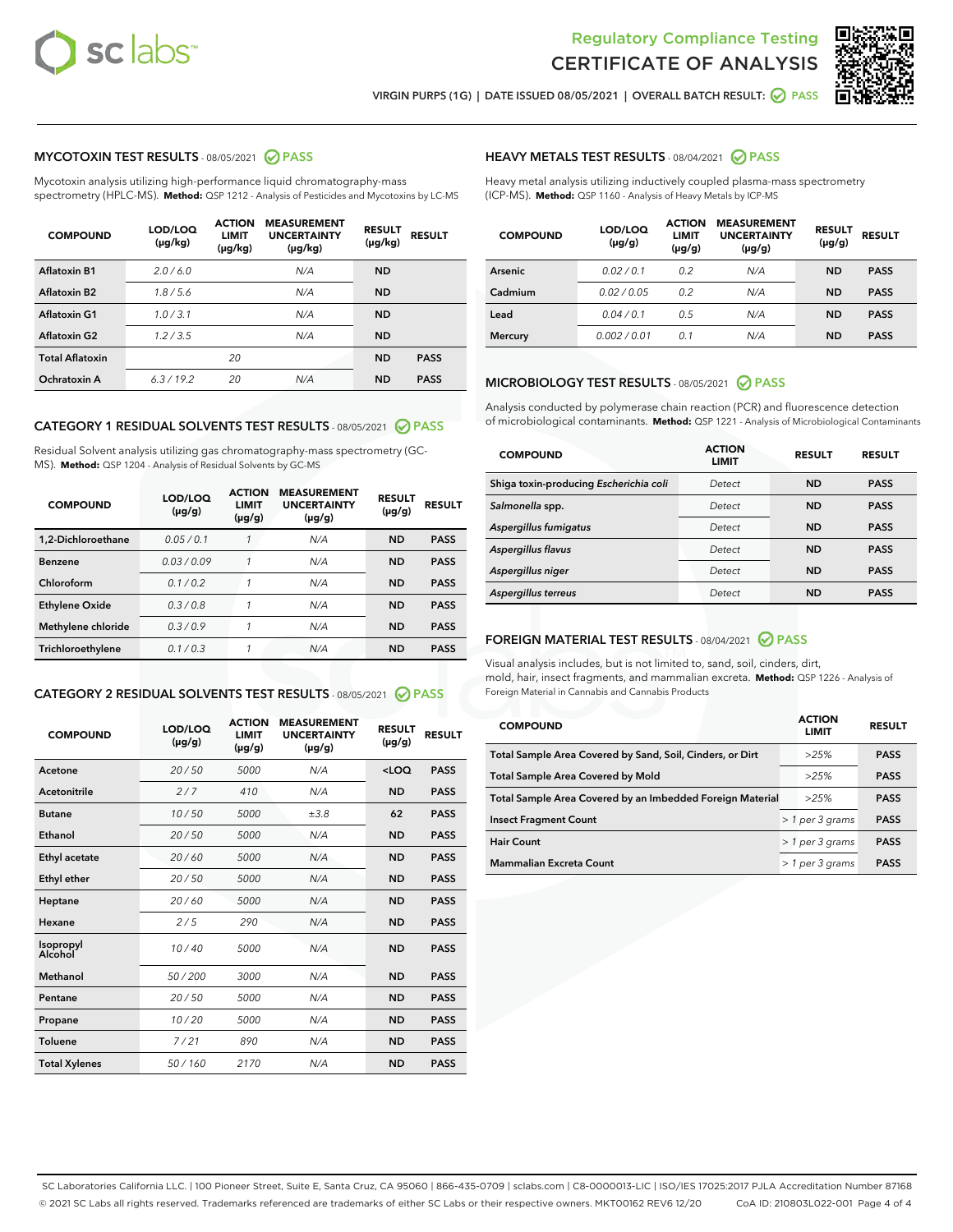Regulatory Compliance Testing
# CERTIFICATE OF ANALYSIS

VIRGIN PURPS (1G) | DATE ISSUED 08/05/2021 | OVERALL BATCH RESULT: PASS

## MYCOTOXIN TEST RESULTS - 08/05/2021 PASS

Mycotoxin analysis utilizing high-performance liquid chromatography-mass spectrometry (HPLC-MS). **Method:** QSP 1212 - Analysis of Pesticides and Mycotoxins by LC-MS

| COMPOUND | LOD/LOQ (µg/kg) | ACTION LIMIT (µg/kg) | MEASUREMENT UNCERTAINTY (µg/kg) | RESULT (µg/kg) | RESULT |
|---|---|---|---|---|---|
| Aflatoxin B1 | 2.0 / 6.0 | | N/A | ND | |
| Aflatoxin B2 | 1.8 / 5.6 | | N/A | ND | |
| Aflatoxin G1 | 1.0 / 3.1 | | N/A | ND | |
| Aflatoxin G2 | 1.2 / 3.5 | | N/A | ND | |
| Total Aflatoxin | | 20 | | ND | PASS |
| Ochratoxin A | 6.3 / 19.2 | 20 | N/A | ND | PASS |

## CATEGORY 1 RESIDUAL SOLVENTS TEST RESULTS - 08/05/2021 PASS

Residual Solvent analysis utilizing gas chromatography-mass spectrometry (GC-MS). **Method:** QSP 1204 - Analysis of Residual Solvents by GC-MS

| COMPOUND | LOD/LOQ (µg/g) | ACTION LIMIT (µg/g) | MEASUREMENT UNCERTAINTY (µg/g) | RESULT (µg/g) | RESULT |
|---|---|---|---|---|---|
| 1,2-Dichloroethane | 0.05 / 0.1 | 1 | N/A | ND | PASS |
| Benzene | 0.03 / 0.09 | 1 | N/A | ND | PASS |
| Chloroform | 0.1 / 0.2 | 1 | N/A | ND | PASS |
| Ethylene Oxide | 0.3 / 0.8 | 1 | N/A | ND | PASS |
| Methylene chloride | 0.3 / 0.9 | 1 | N/A | ND | PASS |
| Trichloroethylene | 0.1 / 0.3 | 1 | N/A | ND | PASS |

## CATEGORY 2 RESIDUAL SOLVENTS TEST RESULTS - 08/05/2021 PASS

| COMPOUND | LOD/LOQ (µg/g) | ACTION LIMIT (µg/g) | MEASUREMENT UNCERTAINTY (µg/g) | RESULT (µg/g) | RESULT |
|---|---|---|---|---|---|
| Acetone | 20 / 50 | 5000 | N/A | <LOQ | PASS |
| Acetonitrile | 2 / 7 | 410 | N/A | ND | PASS |
| Butane | 10 / 50 | 5000 | ±3.8 | 62 | PASS |
| Ethanol | 20 / 50 | 5000 | N/A | ND | PASS |
| Ethyl acetate | 20 / 60 | 5000 | N/A | ND | PASS |
| Ethyl ether | 20 / 50 | 5000 | N/A | ND | PASS |
| Heptane | 20 / 60 | 5000 | N/A | ND | PASS |
| Hexane | 2 / 5 | 290 | N/A | ND | PASS |
| Isopropyl Alcohol | 10 / 40 | 5000 | N/A | ND | PASS |
| Methanol | 50 / 200 | 3000 | N/A | ND | PASS |
| Pentane | 20 / 50 | 5000 | N/A | ND | PASS |
| Propane | 10 / 20 | 5000 | N/A | ND | PASS |
| Toluene | 7 / 21 | 890 | N/A | ND | PASS |
| Total Xylenes | 50 / 160 | 2170 | N/A | ND | PASS |

## HEAVY METALS TEST RESULTS - 08/04/2021 PASS

Heavy metal analysis utilizing inductively coupled plasma-mass spectrometry (ICP-MS). **Method:** QSP 1160 - Analysis of Heavy Metals by ICP-MS

| COMPOUND | LOD/LOQ (µg/g) | ACTION LIMIT (µg/g) | MEASUREMENT UNCERTAINTY (µg/g) | RESULT (µg/g) | RESULT |
|---|---|---|---|---|---|
| Arsenic | 0.02 / 0.1 | 0.2 | N/A | ND | PASS |
| Cadmium | 0.02 / 0.05 | 0.2 | N/A | ND | PASS |
| Lead | 0.04 / 0.1 | 0.5 | N/A | ND | PASS |
| Mercury | 0.002 / 0.01 | 0.1 | N/A | ND | PASS |

## MICROBIOLOGY TEST RESULTS - 08/05/2021 PASS

Analysis conducted by polymerase chain reaction (PCR) and fluorescence detection of microbiological contaminants. **Method:** QSP 1221 - Analysis of Microbiological Contaminants

| COMPOUND | ACTION LIMIT | RESULT | RESULT |
|---|---|---|---|
| Shiga toxin-producing *Escherichia coli* | Detect | ND | PASS |
| *Salmonella* spp. | Detect | ND | PASS |
| *Aspergillus fumigatus* | Detect | ND | PASS |
| *Aspergillus flavus* | Detect | ND | PASS |
| *Aspergillus niger* | Detect | ND | PASS |
| *Aspergillus terreus* | Detect | ND | PASS |

## FOREIGN MATERIAL TEST RESULTS - 08/04/2021 PASS

Visual analysis includes, but is not limited to, sand, soil, cinders, dirt, mold, hair, insect fragments, and mammalian excreta. **Method:** QSP 1226 - Analysis of Foreign Material in Cannabis and Cannabis Products

| COMPOUND | ACTION LIMIT | RESULT |
|---|---|---|
| Total Sample Area Covered by Sand, Soil, Cinders, or Dirt | >25% | PASS |
| Total Sample Area Covered by Mold | >25% | PASS |
| Total Sample Area Covered by an Imbedded Foreign Material | >25% | PASS |
| Insect Fragment Count | > 1 per 3 grams | PASS |
| Hair Count | > 1 per 3 grams | PASS |
| Mammalian Excreta Count | > 1 per 3 grams | PASS |

SC Laboratories California LLC. | 100 Pioneer Street, Suite E, Santa Cruz, CA 95060 | 866-435-0709 | sclabs.com | C8-0000013-LIC | ISO/IES 17025:2017 PJLA Accreditation Number 87168
© 2021 SC Labs all rights reserved. Trademarks referenced are trademarks of either SC Labs or their respective owners. MKT00162 REV6 12/20 CoA ID: 210803L022-001